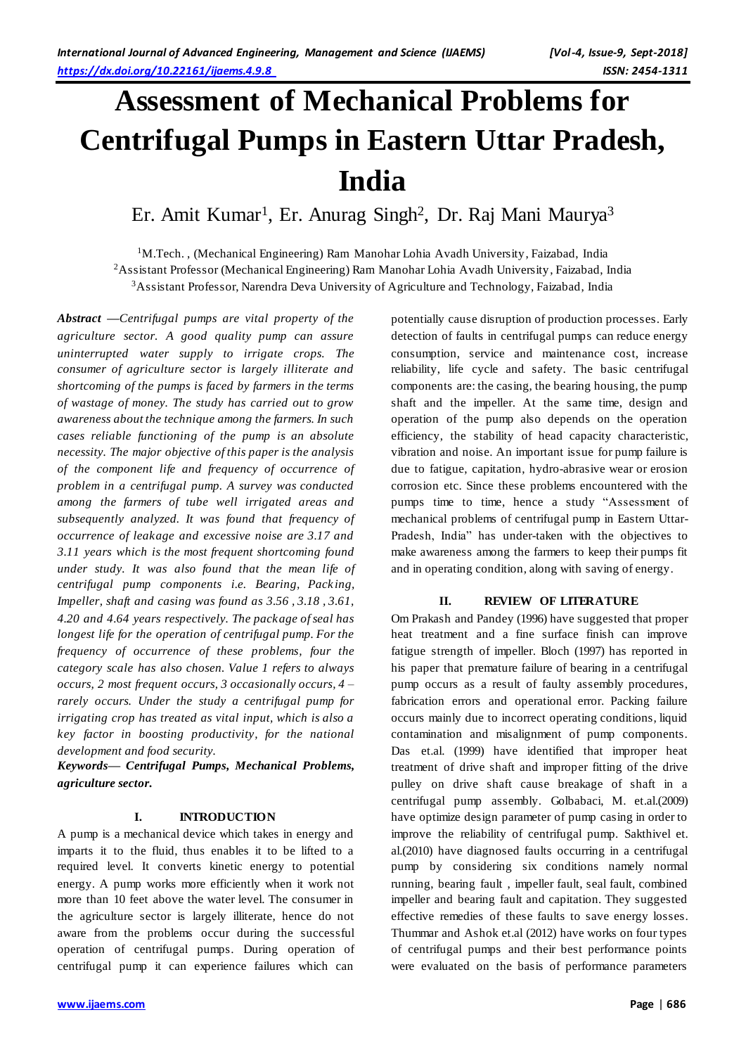# Assessment of Mechanical Problems for Centrifugal Pumps in Eastern Uttar Pradesh, India

Er. Amit Kumar[1], Er. Anurag Singh[2], Dr. Raj Mani Maurya[3]

[1]M.Tech. , (Mechanical Engineering) Ram Manohar Lohia Avadh University, Faizabad, India
[2]Assistant Professor (Mechanical Engineering) Ram Manohar Lohia Avadh University, Faizabad, India
[3]Assistant Professor, Narendra Deva University of Agriculture and Technology, Faizabad, India

***Abstract*** ***—Centrifugal pumps are vital property of the agriculture sector. A good quality pump can assure uninterrupted water supply to irrigate crops. The consumer of agriculture sector is largely illiterate and shortcoming of the pumps is faced by farmers in the terms of wastage of money. The study has carried out to grow awareness about the technique among the farmers. In such cases reliable functioning of the pump is an absolute necessity. The major objective of this paper is the analysis of the component life and frequency of occurrence of problem in a centrifugal pump. A survey was conducted among the farmers of tube well irrigated areas and subsequently analyzed. It was found that frequency of occurrence of leakage and excessive noise are 3.17 and 3.11 years which is the most frequent shortcoming found under study. It was also found that the mean life of centrifugal pump components i.e. Bearing, Packing, Impeller, shaft and casing was found as 3.56 , 3.18 , 3.61, 4.20 and 4.64 years respectively. The package of seal has longest life for the operation of centrifugal pump. For the frequency of occurrence of these problems, four the category scale has also chosen. Value 1 refers to always occurs, 2 most frequent occurs, 3 occasionally occurs, 4 – rarely occurs. Under the study a centrifugal pump for irrigating crop has treated as vital input, which is also a key factor in boosting productivity, for the national development and food security.***

***Keywords— Centrifugal Pumps, Mechanical Problems, agriculture sector.***

## I. INTRODUCTION

A pump is a mechanical device which takes in energy and imparts it to the fluid, thus enables it to be lifted to a required level. It converts kinetic energy to potential energy. A pump works more efficiently when it work not more than 10 feet above the water level. The consumer in the agriculture sector is largely illiterate, hence do not aware from the problems occur during the successful operation of centrifugal pumps. During operation of centrifugal pump it can experience failures which can potentially cause disruption of production processes. Early detection of faults in centrifugal pumps can reduce energy consumption, service and maintenance cost, increase reliability, life cycle and safety. The basic centrifugal components are: the casing, the bearing housing, the pump shaft and the impeller. At the same time, design and operation of the pump also depends on the operation efficiency, the stability of head capacity characteristic, vibration and noise. An important issue for pump failure is due to fatigue, capitation, hydro-abrasive wear or erosion corrosion etc. Since these problems encountered with the pumps time to time, hence a study "Assessment of mechanical problems of centrifugal pump in Eastern Uttar-Pradesh, India" has under-taken with the objectives to make awareness among the farmers to keep their pumps fit and in operating condition, along with saving of energy.

## II. REVIEW OF LITERATURE

Om Prakash and Pandey (1996) have suggested that proper heat treatment and a fine surface finish can improve fatigue strength of impeller. Bloch (1997) has reported in his paper that premature failure of bearing in a centrifugal pump occurs as a result of faulty assembly procedures, fabrication errors and operational error. Packing failure occurs mainly due to incorrect operating conditions, liquid contamination and misalignment of pump components. Das et.al. (1999) have identified that improper heat treatment of drive shaft and improper fitting of the drive pulley on drive shaft cause breakage of shaft in a centrifugal pump assembly. Golbabaci, M. et.al.(2009) have optimize design parameter of pump casing in order to improve the reliability of centrifugal pump. Sakthivel et. al.(2010) have diagnosed faults occurring in a centrifugal pump by considering six conditions namely normal running, bearing fault , impeller fault, seal fault, combined impeller and bearing fault and capitation. They suggested effective remedies of these faults to save energy losses. Thummar and Ashok et.al (2012) have works on four types of centrifugal pumps and their best performance points were evaluated on the basis of performance parameters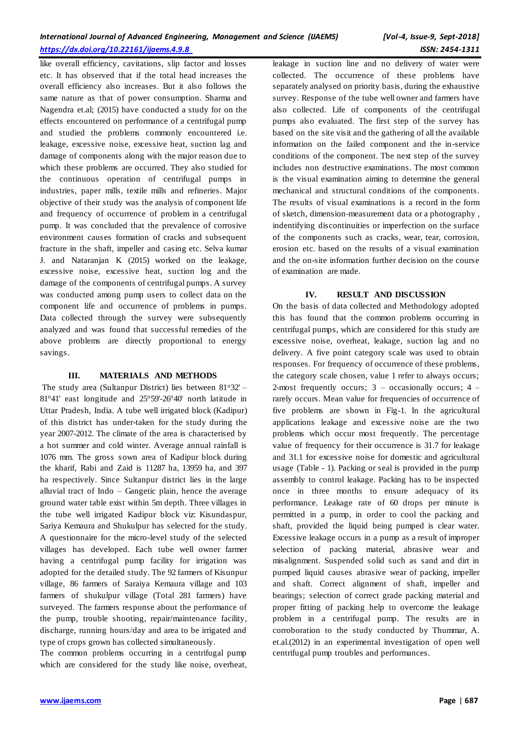like overall efficiency, cavitations, slip factor and losses etc. It has observed that if the total head increases the overall efficiency also increases. But it also follows the same nature as that of power consumption. Sharma and Nagendra et.al; (2015) have conducted a study for on the effects encountered on performance of a centrifugal pump and studied the problems commonly encountered i.e. leakage, excessive noise, excessive heat, suction lag and damage of components along with the major reason due to which these problems are occurred. They also studied for the continuous operation of centrifugal pumps in industries, paper mills, textile mills and refineries. Major objective of their study was the analysis of component life and frequency of occurrence of problem in a centrifugal pump. It was concluded that the prevalence of corrosive environment causes formation of cracks and subsequent fracture in the shaft, impeller and casing etc. Selva kumar J. and Nataranjan K (2015) worked on the leakage, excessive noise, excessive heat, suction log and the damage of the components of centrifugal pumps. A survey was conducted among pump users to collect data on the component life and occurrence of problems in pumps. Data collected through the survey were subsequently analyzed and was found that successful remedies of the above problems are directly proportional to energy savings.

## III. MATERIALS AND METHODS

The study area (Sultanpur District) lies between 81°32' – 81°41' east longitude and 25°59'-26°40' north latitude in Uttar Pradesh, India. A tube well irrigated block (Kadipur) of this district has under-taken for the study during the year 2007-2012. The climate of the area is characterised by a hot summer and cold winter. Average annual rainfall is 1076 mm. The gross sown area of Kadipur block during the kharif, Rabi and Zaid is 11287 ha, 13959 ha, and 397 ha respectively. Since Sultanpur district lies in the large alluvial tract of Indo – Gangetic plain, hence the average ground water table exist within 5m depth. Three villages in the tube well irrigated Kadipur block viz: Kisundaspur, Sariya Kemaura and Shukulpur has selected for the study. A questionnaire for the micro-level study of the selected villages has developed. Each tube well owner farmer having a centrifugal pump facility for irrigation was adopted for the detailed study. The 92 farmers of Kisunpur village, 86 farmers of Saraiya Kemaura village and 103 farmers of shukulpur village (Total 281 farmers) have surveyed. The farmers response about the performance of the pump, trouble shooting, repair/maintenance facility, discharge, running hours/day and area to be irrigated and type of crops grown has collected simultaneously.

The common problems occurring in a centrifugal pump which are considered for the study like noise, overheat, leakage in suction line and no delivery of water were collected. The occurrence of these problems have separately analysed on priority basis, during the exhaustive survey. Response of the tube well owner and farmers have also collected. Life of components of the centrifugal pumps also evaluated. The first step of the survey has based on the site visit and the gathering of all the available information on the failed component and the in-service conditions of the component. The next step of the survey includes non destructive examinations. The most common is the visual examination aiming to determine the general mechanical and structural conditions of the components. The results of visual examinations is a record in the form of sketch, dimension-measurement data or a photography , indentifying discontinuities or imperfection on the surface of the components such as cracks, wear, tear, corrosion, erosion etc. based on the results of a visual examination and the on-site information further decision on the course of examination are made.

## IV. RESULT AND DISCUSSION

On the basis of data collected and Methodology adopted this has found that the common problems occurring in centrifugal pumps, which are considered for this study are excessive noise, overheat, leakage, suction lag and no delivery. A five point category scale was used to obtain responses. For frequency of occurrence of these problems, the category scale chosen, value 1 refer to always occurs; 2-most frequently occurs; 3 – occasionally occurs; 4 – rarely occurs. Mean value for frequencies of occurrence of five problems are shown in Fig-1. In the agricultural applications leakage and excessive noise are the two problems which occur most frequently. The percentage value of frequency for their occurrence is 31.7 for leakage and 31.1 for excessive noise for domestic and agricultural usage (Table - 1). Packing or seal is provided in the pump assembly to control leakage. Packing has to be inspected once in three months to ensure adequacy of its performance. Leakage rate of 60 drops per minute is permitted in a pump, in order to cool the packing and shaft, provided the liquid being pumped is clear water. Excessive leakage occurs in a pump as a result of improper selection of packing material, abrasive wear and misalignment. Suspended solid such as sand and dirt in pumped liquid causes abrasive wear of packing, impeller and shaft. Correct alignment of shaft, impeller and bearings; selection of correct grade packing material and proper fitting of packing help to overcome the leakage problem in a centrifugal pump. The results are in corroboration to the study conducted by Thummar, A. et.al.(2012) in an experimental investigation of open well centrifugal pump troubles and performances.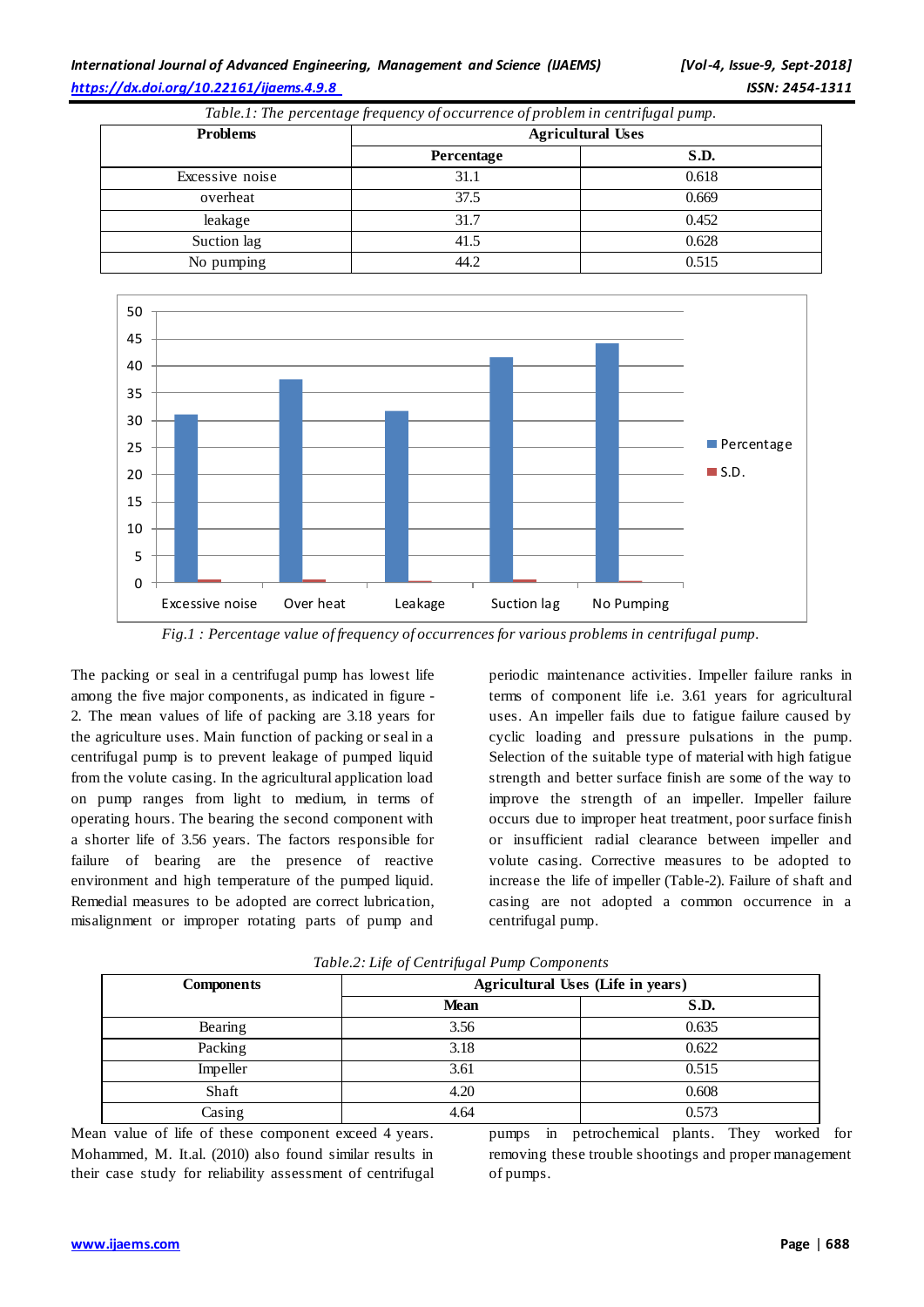*Table.1: The percentage frequency of occurrence of problem in centrifugal pump.*

| Problems | Agricultural Uses | |
|---|---|---|
| | Percentage | S.D. |
| Excessive noise | 31.1 | 0.618 |
| overheat | 37.5 | 0.669 |
| leakage | 31.7 | 0.452 |
| Suction lag | 41.5 | 0.628 |
| No pumping | 44.2 | 0.515 |

*Fig.1 : Percentage value of frequency of occurrences for various problems in centrifugal pump.*

The packing or seal in a centrifugal pump has lowest life among the five major components, as indicated in figure - 2. The mean values of life of packing are 3.18 years for the agriculture uses. Main function of packing or seal in a centrifugal pump is to prevent leakage of pumped liquid from the volute casing. In the agricultural application load on pump ranges from light to medium, in terms of operating hours. The bearing the second component with a shorter life of 3.56 years. The factors responsible for failure of bearing are the presence of reactive environment and high temperature of the pumped liquid. Remedial measures to be adopted are correct lubrication, misalignment or improper rotating parts of pump and periodic maintenance activities. Impeller failure ranks in terms of component life i.e. 3.61 years for agricultural uses. An impeller fails due to fatigue failure caused by cyclic loading and pressure pulsations in the pump. Selection of the suitable type of material with high fatigue strength and better surface finish are some of the way to improve the strength of an impeller. Impeller failure occurs due to improper heat treatment, poor surface finish or insufficient radial clearance between impeller and volute casing. Corrective measures to be adopted to increase the life of impeller (Table-2). Failure of shaft and casing are not adopted a common occurrence in a centrifugal pump.

*Table.2: Life of Centrifugal Pump Components*

| Components | Agricultural Uses (Life in years) | |
|---|---|---|
| | Mean | S.D. |
| Bearing | 3.56 | 0.635 |
| Packing | 3.18 | 0.622 |
| Impeller | 3.61 | 0.515 |
| Shaft | 4.20 | 0.608 |
| Casing | 4.64 | 0.573 |

Mean value of life of these component exceed 4 years. Mohammed, M. It.al. (2010) also found similar results in their case study for reliability assessment of centrifugal pumps in petrochemical plants. They worked for removing these trouble shootings and proper management of pumps.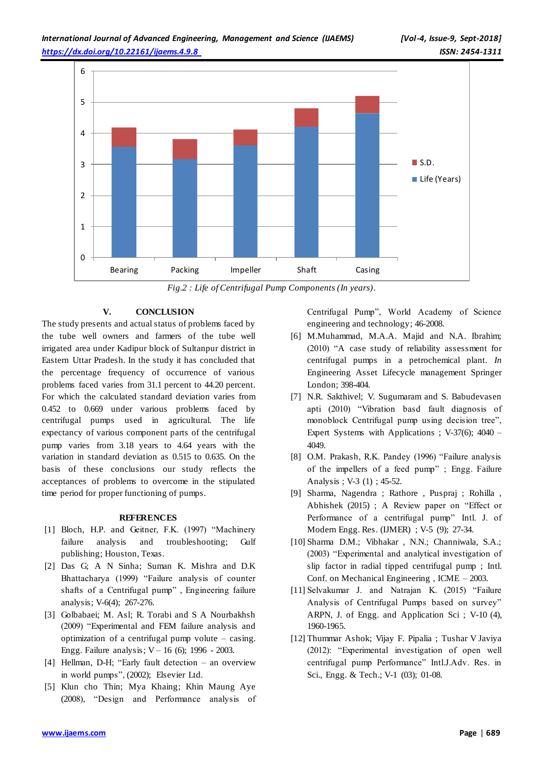6

5

4

3

2

1

0

Bearing

Packing

Impeller

Shaft

Casing

S.D.

Life (Years)

*Fig.2 : Life of Centrifugal Pump Components (In years).*

## V. CONCLUSION

The study presents and actual status of problems faced by the tube well owners and farmers of the tube well irrigated area under Kadipur block of Sultanpur district in Eastern Uttar Pradesh. In the study it has concluded that the percentage frequency of occurrence of various problems faced varies from 31.1 percent to 44.20 percent. For which the calculated standard deviation varies from 0.452 to 0.669 under various problems faced by centrifugal pumps used in agricultural. The life expectancy of various component parts of the centrifugal pump varies from 3.18 years to 4.64 years with the variation in standard deviation as 0.515 to 0.635. On the basis of these conclusions our study reflects the acceptances of problems to overcome in the stipulated time period for proper functioning of pumps.

## REFERENCES

[1] Bloch, H.P. and Geitner, F.K. (1997) "Machinery failure analysis and troubleshooting; Gulf publishing; Houston, Texas.

[2] Das G; A N Sinha; Suman K. Mishra and D.K Bhattacharya (1999) "Failure analysis of counter shafts of a Centrifugal pump" , Engineering failure analysis; V-6(4); 267-276.

[3] Golbabaei; M. Asl; R. Torabi and S A Nourbakhsh (2009) "Experimental and FEM failure analysis and optimization of a centrifugal pump volute – casing. Engg. Failure analysis; V – 16 (6); 1996 - 2003.

[4] Hellman, D-H; "Early fault detection – an overview in world pumps", (2002); Elsevier Ltd.

[5] Klun cho Thin; Mya Khaing; Khin Maung Aye (2008), "Design and Performance analysis of Centrifugal Pump", World Academy of Science engineering and technology; 46-2008.

[6] M.Muhammad, M.A.A. Majid and N.A. Ibrahim; (2010) "A case study of reliability assessment for centrifugal pumps in a petrochemical plant. *In* Engineering Asset Lifecycle management Springer London; 398-404.

[7] N.R. Sakthivel; V. Sugumaram and S. Babudevasen apti (2010) "Vibration basd fault diagnosis of monoblock Centrifugal pump using decision tree", Expert Systems with Applications ; V-37(6); 4040 – 4049.

[8] O.M. Prakash, R.K. Pandey (1996) "Failure analysis of the impellers of a feed pump" ; Engg. Failure Analysis ; V-3 (1) ; 45-52.

[9] Sharma, Nagendra ; Rathore , Puspraj ; Rohilla , Abhishek (2015) ; A Review paper on "Effect of Performance of a centrifugal pump" Intl. J. of Modern Engg. Res. (IJMER) ; V-5 (9); 27-34.

[10] Sharma D.M.; Vibhakar , N.N.; Channiwala, S.A.; (2003) "Experimental and analytical investigation of slip factor in radial tipped centrifugal pump ; Intl. Conf. on Mechanical Engineering , ICME – 2003.

[11] Selvakumar J. and Natrajan K. (2015) "Failure Analysis of Centrifugal Pumps based on survey" ARPN, J. of Engg. and Application Sci ; V-10 (4), 1960-1965.

[12] Thummar Ashok; Vijay F. Pipalia ; Tushar V Javiya (2012): "Experimental investigation of open well centrifugal pump Performance" Intl.J.Adv. Res. in Sci., Engg. & Tech.; V-1 (03); 01-08.